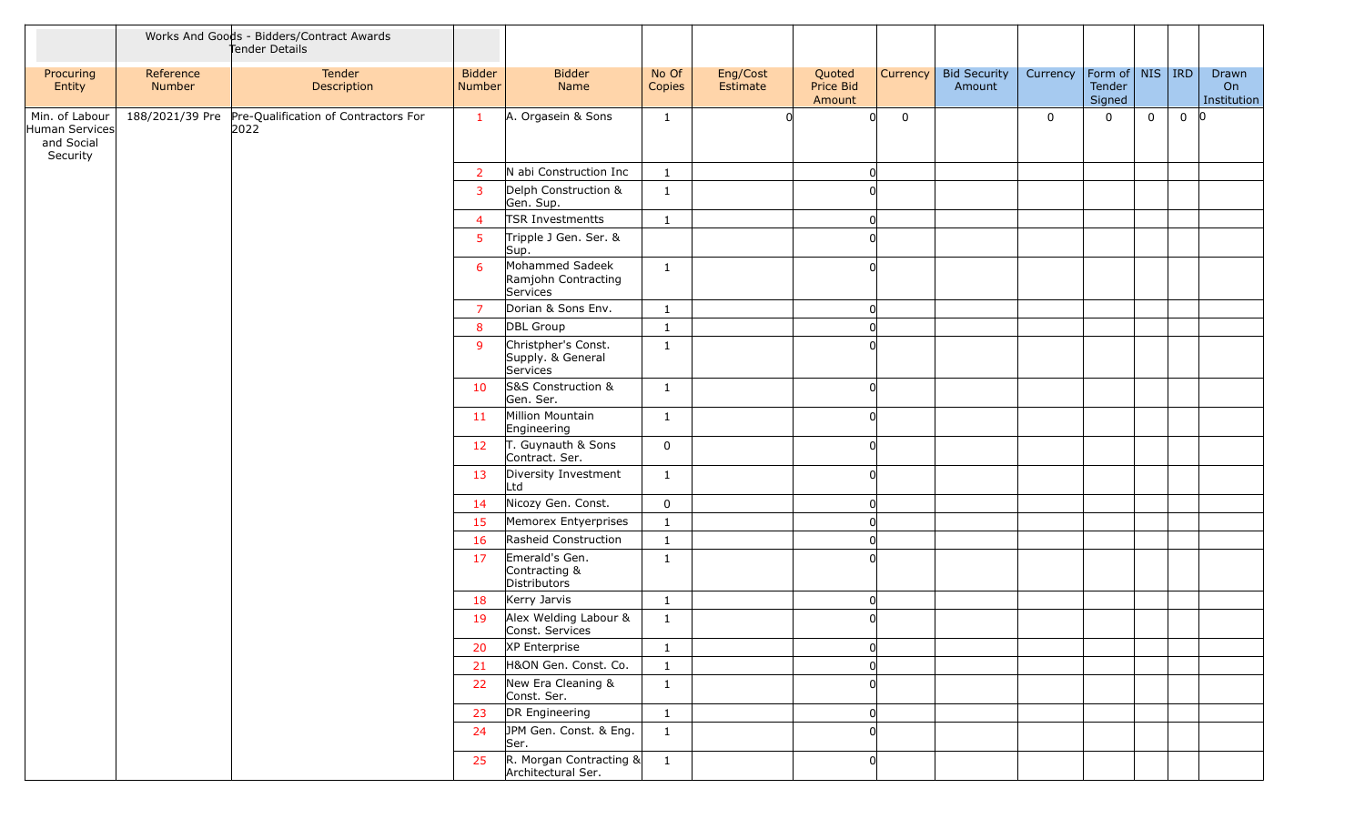Works And Goods - Bidders/Contract Awards Tender Details

| Procuring Entity | Reference Number | Tender Description | Bidder Number | Bidder Name | No Of Copies | Eng/Cost Estimate | Quoted Price Bid Amount | Currency | Bid Security Amount | Currency | Form of Tender Signed | NIS | IRD | Drawn On Institution |
|---|---|---|---|---|---|---|---|---|---|---|---|---|---|---|
| Min. of Labour Human Services and Social Security | 188/2021/39 Pre | Pre-Qualification of Contractors For 2022 | 1 | A. Orgasein & Sons | 1 | 0 | 0 | 0 | | 0 | 0 | 0 | 0 | 0 |
| | | | 2 | N abi Construction Inc | 1 | | 0 | | | | | | | |
| | | | 3 | Delph Construction & Gen. Sup. | 1 | | 0 | | | | | | | |
| | | | 4 | TSR Investmentts | 1 | | 0 | | | | | | | |
| | | | 5 | Tripple J Gen. Ser. & Sup. | | | 0 | | | | | | | |
| | | | 6 | Mohammed Sadeek Ramjohn Contracting Services | 1 | | 0 | | | | | | | |
| | | | 7 | Dorian & Sons Env. | 1 | | 0 | | | | | | | |
| | | | 8 | DBL Group | 1 | | 0 | | | | | | | |
| | | | 9 | Christpher's Const. Supply. & General Services | 1 | | 0 | | | | | | | |
| | | | 10 | S&S Construction & Gen. Ser. | 1 | | 0 | | | | | | | |
| | | | 11 | Million Mountain Engineering | 1 | | 0 | | | | | | | |
| | | | 12 | T. Guynauth & Sons Contract. Ser. | 0 | | 0 | | | | | | | |
| | | | 13 | Diversity Investment Ltd | 1 | | 0 | | | | | | | |
| | | | 14 | Nicozy Gen. Const. | 0 | | 0 | | | | | | | |
| | | | 15 | Memorex Entyerprises | 1 | | 0 | | | | | | | |
| | | | 16 | Rasheid Construction | 1 | | 0 | | | | | | | |
| | | | 17 | Emerald's Gen. Contracting & Distributors | 1 | | 0 | | | | | | | |
| | | | 18 | Kerry Jarvis | 1 | | 0 | | | | | | | |
| | | | 19 | Alex Welding Labour & Const. Services | 1 | | 0 | | | | | | | |
| | | | 20 | XP Enterprise | 1 | | 0 | | | | | | | |
| | | | 21 | H&ON Gen. Const. Co. | 1 | | 0 | | | | | | | |
| | | | 22 | New Era Cleaning & Const. Ser. | 1 | | 0 | | | | | | | |
| | | | 23 | DR Engineering | 1 | | 0 | | | | | | | |
| | | | 24 | JPM Gen. Const. & Eng. Ser. | 1 | | 0 | | | | | | | |
| | | | 25 | R. Morgan Contracting & Architectural Ser. | 1 | | 0 | | | | | | | |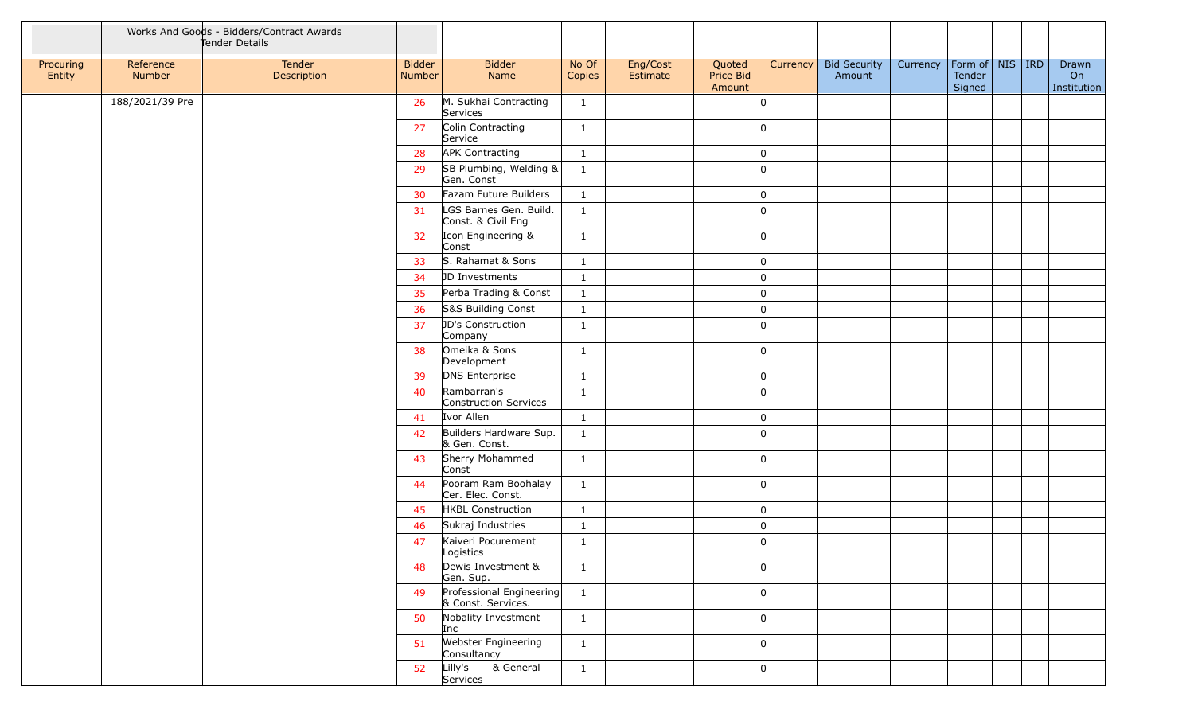| | Works And Goods - Bidders/Contract Awards Tender Details | | | | | | | | | | | | | | |
|---|---|---|---|---|---|---|---|---|---|---|---|---|---|---|---|
| Procuring Entity | Reference Number | Tender Description | Bidder Number | Bidder Name | No Of Copies | Eng/Cost Estimate | Quoted Price Bid Amount | Currency | Bid Security Amount | Currency | Form of Tender Signed | NIS | IRD | Drawn On Institution |
| | 188/2021/39 Pre | | 26 | M. Sukhai Contracting Services | 1 | | 0 | | | | | | | |
| | | | 27 | Colin Contracting Service | 1 | | 0 | | | | | | | |
| | | | 28 | APK Contracting | 1 | | 0 | | | | | | | |
| | | | 29 | SB Plumbing, Welding & Gen. Const | 1 | | 0 | | | | | | | |
| | | | 30 | Fazam Future Builders | 1 | | 0 | | | | | | | |
| | | | 31 | LGS Barnes Gen. Build. Const. & Civil Eng | 1 | | 0 | | | | | | | |
| | | | 32 | Icon Engineering & Const | 1 | | 0 | | | | | | | |
| | | | 33 | S. Rahamat & Sons | 1 | | 0 | | | | | | | |
| | | | 34 | JD Investments | 1 | | 0 | | | | | | | |
| | | | 35 | Perba Trading & Const | 1 | | 0 | | | | | | | |
| | | | 36 | S&S Building Const | 1 | | 0 | | | | | | | |
| | | | 37 | JD's Construction Company | 1 | | 0 | | | | | | | |
| | | | 38 | Omeika & Sons Development | 1 | | 0 | | | | | | | |
| | | | 39 | DNS Enterprise | 1 | | 0 | | | | | | | |
| | | | 40 | Rambarran's Construction Services | 1 | | 0 | | | | | | | |
| | | | 41 | Ivor Allen | 1 | | 0 | | | | | | | |
| | | | 42 | Builders Hardware Sup. & Gen. Const. | 1 | | 0 | | | | | | | |
| | | | 43 | Sherry Mohammed Const | 1 | | 0 | | | | | | | |
| | | | 44 | Pooram Ram Boohalay Cer. Elec. Const. | 1 | | 0 | | | | | | | |
| | | | 45 | HKBL Construction | 1 | | 0 | | | | | | | |
| | | | 46 | Sukraj Industries | 1 | | 0 | | | | | | | |
| | | | 47 | Kaiveri Pocurement Logistics | 1 | | 0 | | | | | | | |
| | | | 48 | Dewis Investment & Gen. Sup. | 1 | | 0 | | | | | | | |
| | | | 49 | Professional Engineering & Const. Services. | 1 | | 0 | | | | | | | |
| | | | 50 | Nobality Investment Inc | 1 | | 0 | | | | | | | |
| | | | 51 | Webster Engineering Consultancy | 1 | | 0 | | | | | | | |
| | | | 52 | Lilly's & General Services | 1 | | 0 | | | | | | | |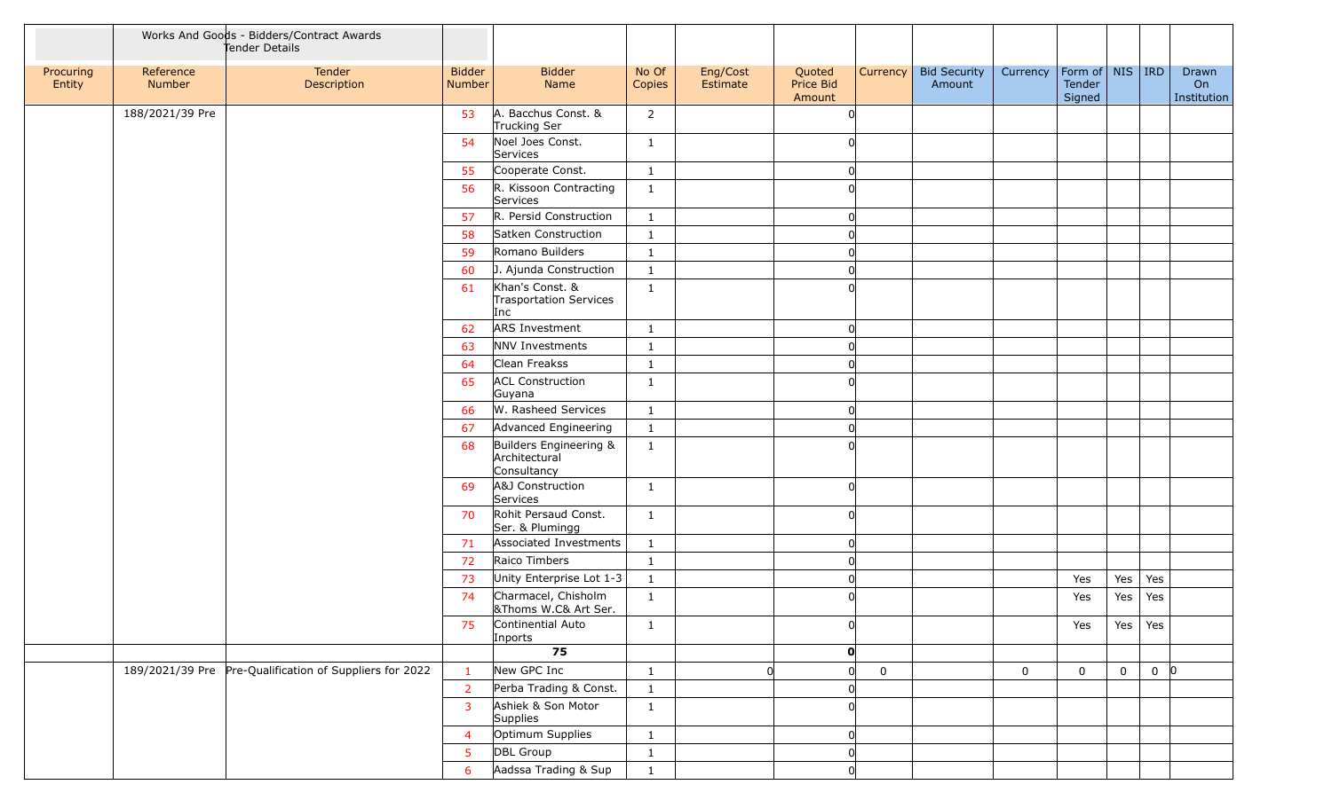| | Works And Goods - Bidders/Contract Awards Tender Details | | | | | | | | | | | | | | |
|---|---|---|---|---|---|---|---|---|---|---|---|---|---|---|---|
| Procuring Entity | Reference Number | Tender Description | Bidder Number | Bidder Name | No Of Copies | Eng/Cost Estimate | Quoted Price Bid Amount | Currency | Bid Security Amount | Currency | Form of Tender Signed | NIS | IRD | Drawn On Institution |
| | 188/2021/39 Pre | | 53 | A. Bacchus Const. & Trucking Ser | 2 | | 0 | | | | | | | |
| | | | 54 | Noel Joes Const. Services | 1 | | 0 | | | | | | | |
| | | | 55 | Cooperate Const. | 1 | | 0 | | | | | | | |
| | | | 56 | R. Kissoon Contracting Services | 1 | | 0 | | | | | | | |
| | | | 57 | R. Persid Construction | 1 | | 0 | | | | | | | |
| | | | 58 | Satken Construction | 1 | | 0 | | | | | | | |
| | | | 59 | Romano Builders | 1 | | 0 | | | | | | | |
| | | | 60 | J. Ajunda Construction | 1 | | 0 | | | | | | | |
| | | | 61 | Khan's Const. & Trasportation Services Inc | 1 | | 0 | | | | | | | |
| | | | 62 | ARS Investment | 1 | | 0 | | | | | | | |
| | | | 63 | NNV Investments | 1 | | 0 | | | | | | | |
| | | | 64 | Clean Freakss | 1 | | 0 | | | | | | | |
| | | | 65 | ACL Construction Guyana | 1 | | 0 | | | | | | | |
| | | | 66 | W. Rasheed Services | 1 | | 0 | | | | | | | |
| | | | 67 | Advanced Engineering | 1 | | 0 | | | | | | | |
| | | | 68 | Builders Engineering & Architectural Consultancy | 1 | | 0 | | | | | | | |
| | | | 69 | A&J Construction Services | 1 | | 0 | | | | | | | |
| | | | 70 | Rohit Persaud Const. Ser. & Plumingg | 1 | | 0 | | | | | | | |
| | | | 71 | Associated Investments | 1 | | 0 | | | | | | | |
| | | | 72 | Raico Timbers | 1 | | 0 | | | | | | | |
| | | | 73 | Unity Enterprise Lot 1-3 | 1 | | 0 | | | | Yes | Yes | Yes | |
| | | | 74 | Charmacel, Chisholm &Thoms W.C& Art Ser. | 1 | | 0 | | | | Yes | Yes | Yes | |
| | | | 75 | Continential Auto Inports | 1 | | 0 | | | | Yes | Yes | Yes | |
| | | | | 75 | | | 0 | | | | | | | |
| | 189/2021/39 Pre | Pre-Qualification of Suppliers for 2022 | 1 | New GPC Inc | 1 | 0 | 0 | 0 | | 0 | 0 | 0 | 0 | 0 |
| | | | 2 | Perba Trading & Const. | 1 | | 0 | | | | | | | |
| | | | 3 | Ashiek & Son Motor Supplies | 1 | | 0 | | | | | | | |
| | | | 4 | Optimum Supplies | 1 | | 0 | | | | | | | |
| | | | 5 | DBL Group | 1 | | 0 | | | | | | | |
| | | | 6 | Aadssa Trading & Sup | 1 | | 0 | | | | | | | |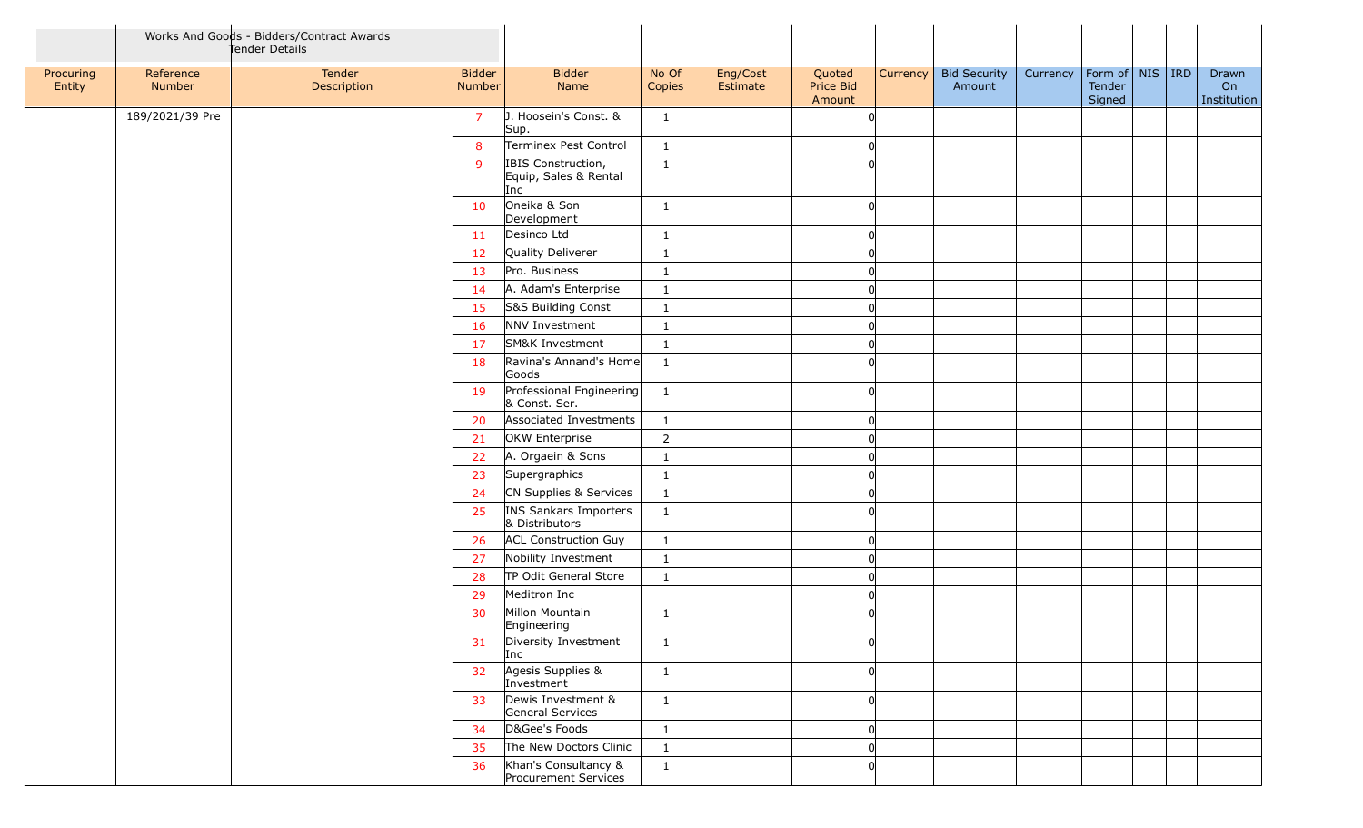| | Works And Goods - Bidders/Contract Awards Tender Details | | | | | | | | | | | | | |
|---|---|---|---|---|---|---|---|---|---|---|---|---|---|---|
| Procuring Entity | Reference Number | Tender Description | Bidder Number | Bidder Name | No Of Copies | Eng/Cost Estimate | Quoted Price Bid Amount | Currency | Bid Security Amount | Currency | Form of Tender Signed | NIS | IRD | Drawn On Institution |
| | 189/2021/39 Pre | | 7 | J. Hoosein's Const. & Sup. | 1 | | 0 | | | | | | | |
| | | | 8 | Terminex Pest Control | 1 | | 0 | | | | | | | |
| | | | 9 | IBIS Construction, Equip, Sales & Rental Inc | 1 | | 0 | | | | | | | |
| | | | 10 | Oneika & Son Development | 1 | | 0 | | | | | | | |
| | | | 11 | Desinco Ltd | 1 | | 0 | | | | | | | |
| | | | 12 | Quality Deliverer | 1 | | 0 | | | | | | | |
| | | | 13 | Pro. Business | 1 | | 0 | | | | | | | |
| | | | 14 | A. Adam's Enterprise | 1 | | 0 | | | | | | | |
| | | | 15 | S&S Building Const | 1 | | 0 | | | | | | | |
| | | | 16 | NNV Investment | 1 | | 0 | | | | | | | |
| | | | 17 | SM&K Investment | 1 | | 0 | | | | | | | |
| | | | 18 | Ravina's Annand's Home Goods | 1 | | 0 | | | | | | | |
| | | | 19 | Professional Engineering & Const. Ser. | 1 | | 0 | | | | | | | |
| | | | 20 | Associated Investments | 1 | | 0 | | | | | | | |
| | | | 21 | OKW Enterprise | 2 | | 0 | | | | | | | |
| | | | 22 | A. Orgaein & Sons | 1 | | 0 | | | | | | | |
| | | | 23 | Supergraphics | 1 | | 0 | | | | | | | |
| | | | 24 | CN Supplies & Services | 1 | | 0 | | | | | | | |
| | | | 25 | INS Sankars Importers & Distributors | 1 | | 0 | | | | | | | |
| | | | 26 | ACL Construction Guy | 1 | | 0 | | | | | | | |
| | | | 27 | Nobility Investment | 1 | | 0 | | | | | | | |
| | | | 28 | TP Odit General Store | 1 | | 0 | | | | | | | |
| | | | 29 | Meditron Inc | | | 0 | | | | | | | |
| | | | 30 | Millon Mountain Engineering | 1 | | 0 | | | | | | | |
| | | | 31 | Diversity Investment Inc | 1 | | 0 | | | | | | | |
| | | | 32 | Agesis Supplies & Investment | 1 | | 0 | | | | | | | |
| | | | 33 | Dewis Investment & General Services | 1 | | 0 | | | | | | | |
| | | | 34 | D&Gee's Foods | 1 | | 0 | | | | | | | |
| | | | 35 | The New Doctors Clinic | 1 | | 0 | | | | | | | |
| | | | 36 | Khan's Consultancy & Procurement Services | 1 | | 0 | | | | | | | |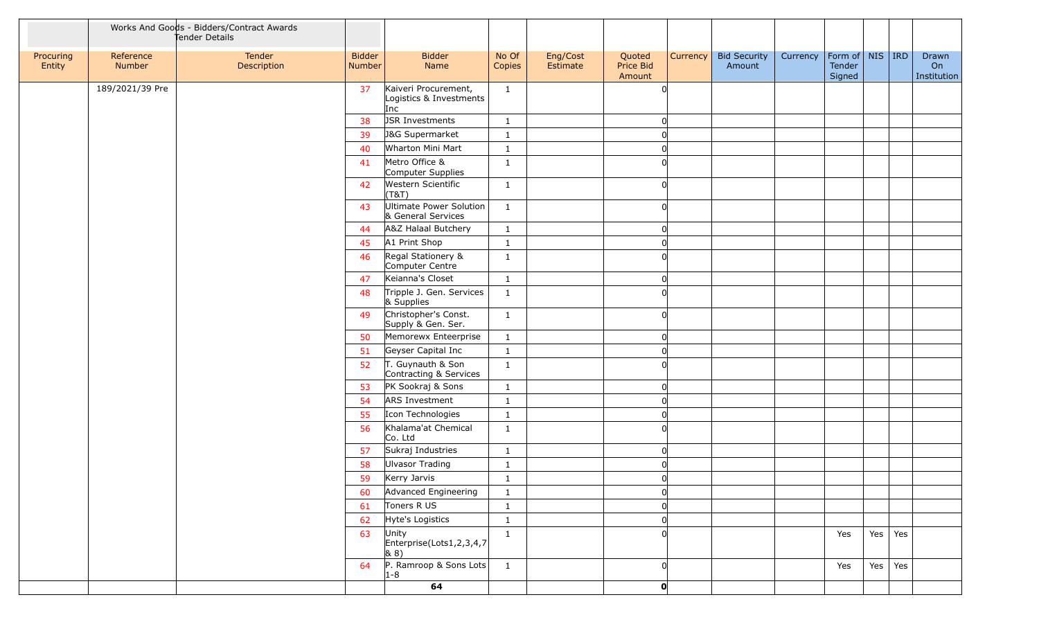| | Works And Goods - Bidders/Contract Awards Tender Details | | | | | | | | | | | | | |
|---|---|---|---|---|---|---|---|---|---|---|---|---|---|---|
| Procuring Entity | Reference Number | Tender Description | Bidder Number | Bidder Name | No Of Copies | Eng/Cost Estimate | Quoted Price Bid Amount | Currency | Bid Security Amount | Currency | Form of Tender Signed | NIS | IRD | Drawn On Institution |
| | 189/2021/39 Pre | | 37 | Kaiveri Procurement, Logistics & Investments Inc | 1 | | 0 | | | | | | | |
| | | | 38 | JSR Investments | 1 | | 0 | | | | | | | |
| | | | 39 | J&G Supermarket | 1 | | 0 | | | | | | | |
| | | | 40 | Wharton Mini Mart | 1 | | 0 | | | | | | | |
| | | | 41 | Metro Office & Computer Supplies | 1 | | 0 | | | | | | | |
| | | | 42 | Western Scientific (T&T) | 1 | | 0 | | | | | | | |
| | | | 43 | Ultimate Power Solution & General Services | 1 | | 0 | | | | | | | |
| | | | 44 | A&Z Halaal Butchery | 1 | | 0 | | | | | | | |
| | | | 45 | A1 Print Shop | 1 | | 0 | | | | | | | |
| | | | 46 | Regal Stationery & Computer Centre | 1 | | 0 | | | | | | | |
| | | | 47 | Keianna's Closet | 1 | | 0 | | | | | | | |
| | | | 48 | Tripple J. Gen. Services & Supplies | 1 | | 0 | | | | | | | |
| | | | 49 | Christopher's Const. Supply & Gen. Ser. | 1 | | 0 | | | | | | | |
| | | | 50 | Memorewx Enteerprise | 1 | | 0 | | | | | | | |
| | | | 51 | Geyser Capital Inc | 1 | | 0 | | | | | | | |
| | | | 52 | T. Guynauth & Son Contracting & Services | 1 | | 0 | | | | | | | |
| | | | 53 | PK Sookraj & Sons | 1 | | 0 | | | | | | | |
| | | | 54 | ARS Investment | 1 | | 0 | | | | | | | |
| | | | 55 | Icon Technologies | 1 | | 0 | | | | | | | |
| | | | 56 | Khalama'at Chemical Co. Ltd | 1 | | 0 | | | | | | | |
| | | | 57 | Sukraj Industries | 1 | | 0 | | | | | | | |
| | | | 58 | Ulvasor Trading | 1 | | 0 | | | | | | | |
| | | | 59 | Kerry Jarvis | 1 | | 0 | | | | | | | |
| | | | 60 | Advanced Engineering | 1 | | 0 | | | | | | | |
| | | | 61 | Toners R US | 1 | | 0 | | | | | | | |
| | | | 62 | Hyte's Logistics | 1 | | 0 | | | | | | | |
| | | | 63 | Unity Enterprise(Lots1,2,3,4,7 & 8) | 1 | | 0 | | | | Yes | Yes | Yes | |
| | | | 64 | P. Ramroop & Sons Lots 1-8 | 1 | | 0 | | | | Yes | Yes | Yes | |
| | | | | **64** | | | **0** | | | | | | | |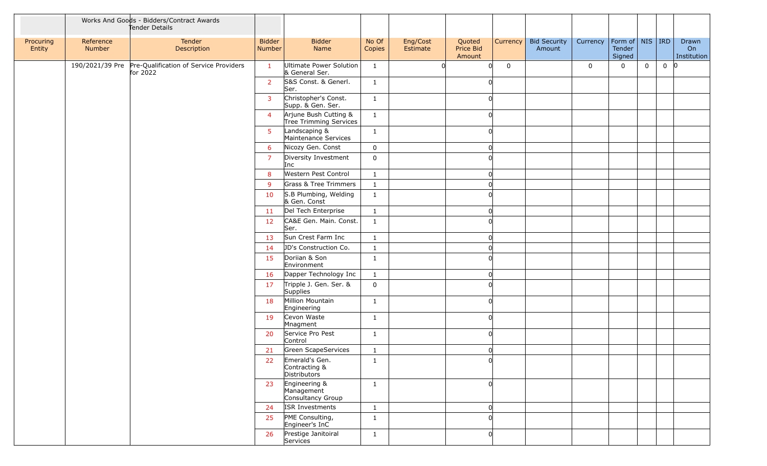| | Works And Goods - Bidders/Contract Awards Tender Details | | | | | | | | | | | | | | |
|---|---|---|---|---|---|---|---|---|---|---|---|---|---|---|---|
| Procuring Entity | Reference Number | Tender Description | Bidder Number | Bidder Name | No Of Copies | Eng/Cost Estimate | Quoted Price Bid Amount | Currency | Bid Security Amount | Currency | Form of Tender Signed | NIS | IRD | Drawn On Institution |
| | 190/2021/39 Pre | Pre-Qualification of Service Providers for 2022 | 1 | Ultimate Power Solution & General Ser. | 1 | 0 | 0 | 0 | | 0 | 0 | 0 | 0 | 0 |
| | | | 2 | S&S Const. & Generl. Ser. | 1 | | 0 | | | | | | | |
| | | | 3 | Christopher's Const. Supp. & Gen. Ser. | 1 | | 0 | | | | | | | |
| | | | 4 | Arjune Bush Cutting & Tree Trimming Services | 1 | | 0 | | | | | | | |
| | | | 5 | Landscaping & Maintenance Services | 1 | | 0 | | | | | | | |
| | | | 6 | Nicozy Gen. Const | 0 | | 0 | | | | | | | |
| | | | 7 | Diversity Investment Inc | 0 | | 0 | | | | | | | |
| | | | 8 | Western Pest Control | 1 | | 0 | | | | | | | |
| | | | 9 | Grass & Tree Trimmers | 1 | | 0 | | | | | | | |
| | | | 10 | S.B Plumbing, Welding & Gen. Const | 1 | | 0 | | | | | | | |
| | | | 11 | Del Tech Enterprise | 1 | | 0 | | | | | | | |
| | | | 12 | CA&E Gen. Main. Const. Ser. | 1 | | 0 | | | | | | | |
| | | | 13 | Sun Crest Farm Inc | 1 | | 0 | | | | | | | |
| | | | 14 | JD's Construction Co. | 1 | | 0 | | | | | | | |
| | | | 15 | Doriian & Son Environment | 1 | | 0 | | | | | | | |
| | | | 16 | Dapper Technology Inc | 1 | | 0 | | | | | | | |
| | | | 17 | Tripple J. Gen. Ser. & Supplies | 0 | | 0 | | | | | | | |
| | | | 18 | Million Mountain Engineering | 1 | | 0 | | | | | | | |
| | | | 19 | Cevon Waste Mnagment | 1 | | 0 | | | | | | | |
| | | | 20 | Service Pro Pest Control | 1 | | 0 | | | | | | | |
| | | | 21 | Green ScapeServices | 1 | | 0 | | | | | | | |
| | | | 22 | Emerald's Gen. Contracting & Distributors | 1 | | 0 | | | | | | | |
| | | | 23 | Engineering & Management Consultancy Group | 1 | | 0 | | | | | | | |
| | | | 24 | ISR Investments | 1 | | 0 | | | | | | | |
| | | | 25 | PME Consulting, Engineer's InC | 1 | | 0 | | | | | | | |
| | | | 26 | Prestige Janitoiral Services | 1 | | 0 | | | | | | | |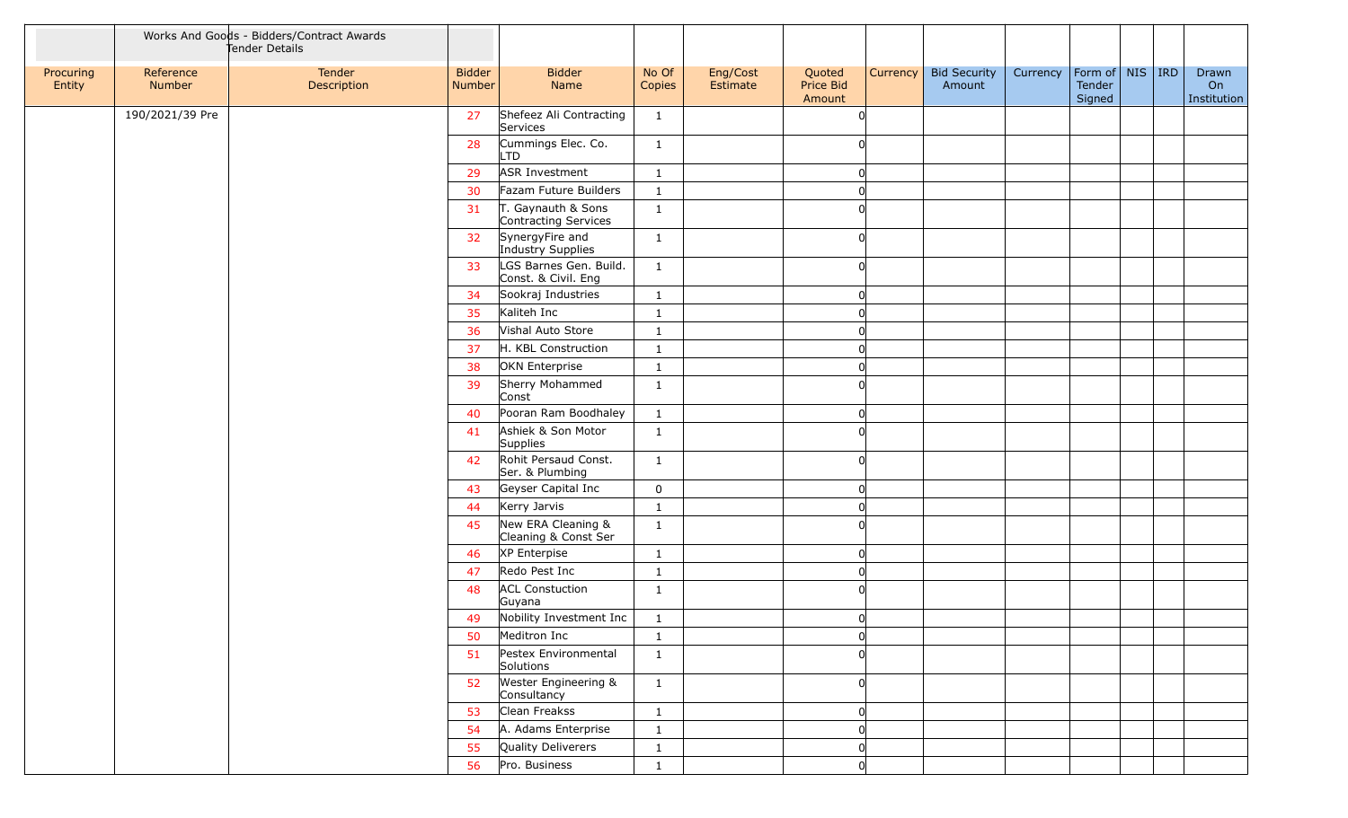| | Works And Goods - Bidders/Contract Awards Tender Details | | | | | | | | | | | | | | |
|---|---|---|---|---|---|---|---|---|---|---|---|---|---|---|---|
| Procuring Entity | Reference Number | Tender Description | Bidder Number | Bidder Name | No Of Copies | Eng/Cost Estimate | Quoted Price Bid Amount | Currency | Bid Security Amount | Currency | Form of Tender Signed | NIS | IRD | Drawn On Institution |
| | 190/2021/39 Pre | | 27 | Shefeez Ali Contracting Services | 1 | | 0 | | | | | | | |
| | | | 28 | Cummings Elec. Co. LTD | 1 | | 0 | | | | | | | |
| | | | 29 | ASR Investment | 1 | | 0 | | | | | | | |
| | | | 30 | Fazam Future Builders | 1 | | 0 | | | | | | | |
| | | | 31 | T. Gaynauth & Sons Contracting Services | 1 | | 0 | | | | | | | |
| | | | 32 | SynergyFire and Industry Supplies | 1 | | 0 | | | | | | | |
| | | | 33 | LGS Barnes Gen. Build. Const. & Civil. Eng | 1 | | 0 | | | | | | | |
| | | | 34 | Sookraj Industries | 1 | | 0 | | | | | | | |
| | | | 35 | Kaliteh Inc | 1 | | 0 | | | | | | | |
| | | | 36 | Vishal Auto Store | 1 | | 0 | | | | | | | |
| | | | 37 | H. KBL Construction | 1 | | 0 | | | | | | | |
| | | | 38 | OKN Enterprise | 1 | | 0 | | | | | | | |
| | | | 39 | Sherry Mohammed Const | 1 | | 0 | | | | | | | |
| | | | 40 | Pooran Ram Boodhaley | 1 | | 0 | | | | | | | |
| | | | 41 | Ashiek & Son Motor Supplies | 1 | | 0 | | | | | | | |
| | | | 42 | Rohit Persaud Const. Ser. & Plumbing | 1 | | 0 | | | | | | | |
| | | | 43 | Geyser Capital Inc | 0 | | 0 | | | | | | | |
| | | | 44 | Kerry Jarvis | 1 | | 0 | | | | | | | |
| | | | 45 | New ERA Cleaning & Cleaning & Const Ser | 1 | | 0 | | | | | | | |
| | | | 46 | XP Enterpise | 1 | | 0 | | | | | | | |
| | | | 47 | Redo Pest Inc | 1 | | 0 | | | | | | | |
| | | | 48 | ACL Constuction Guyana | 1 | | 0 | | | | | | | |
| | | | 49 | Nobility Investment Inc | 1 | | 0 | | | | | | | |
| | | | 50 | Meditron Inc | 1 | | 0 | | | | | | | |
| | | | 51 | Pestex Environmental Solutions | 1 | | 0 | | | | | | | |
| | | | 52 | Wester Engineering & Consultancy | 1 | | 0 | | | | | | | |
| | | | 53 | Clean Freakss | 1 | | 0 | | | | | | | |
| | | | 54 | A. Adams Enterprise | 1 | | 0 | | | | | | | |
| | | | 55 | Quality Deliverers | 1 | | 0 | | | | | | | |
| | | | 56 | Pro. Business | 1 | | 0 | | | | | | | |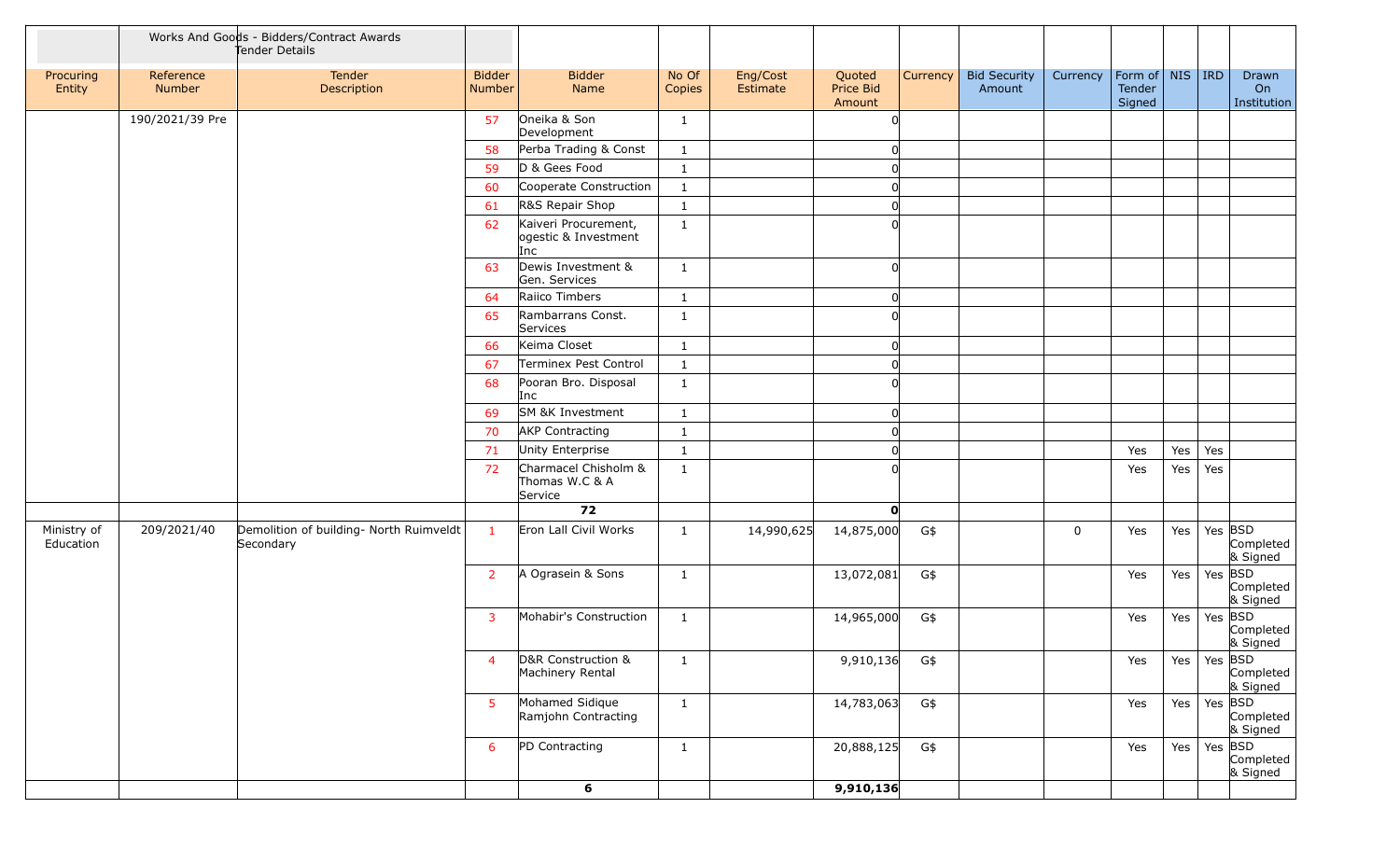| | | Works And Goods - Bidders/Contract Awards Tender Details | | | | | | | | | | | | |
|---|---|---|---|---|---|---|---|---|---|---|---|---|---|---|
| Procuring Entity | Reference Number | Tender Description | Bidder Number | Bidder Name | No Of Copies | Eng/Cost Estimate | Quoted Price Bid Amount | Currency | Bid Security Amount | Currency | Form of Tender Signed | NIS | IRD | Drawn On Institution |
| | 190/2021/39 Pre | | 57 | Oneika & Son Development | 1 | | 0 | | | | | | | |
| | | | 58 | Perba Trading & Const | 1 | | 0 | | | | | | | |
| | | | 59 | D & Gees Food | 1 | | 0 | | | | | | | |
| | | | 60 | Cooperate Construction | 1 | | 0 | | | | | | | |
| | | | 61 | R&S Repair Shop | 1 | | 0 | | | | | | | |
| | | | 62 | Kaiveri Procurement, ogestic & Investment Inc | 1 | | 0 | | | | | | | |
| | | | 63 | Dewis Investment & Gen. Services | 1 | | 0 | | | | | | | |
| | | | 64 | Raiico Timbers | 1 | | 0 | | | | | | | |
| | | | 65 | Rambarrans Const. Services | 1 | | 0 | | | | | | | |
| | | | 66 | Keima Closet | 1 | | 0 | | | | | | | |
| | | | 67 | Terminex Pest Control | 1 | | 0 | | | | | | | |
| | | | 68 | Pooran Bro. Disposal Inc | 1 | | 0 | | | | | | | |
| | | | 69 | SM &K Investment | 1 | | 0 | | | | | | | |
| | | | 70 | AKP Contracting | 1 | | 0 | | | | | | | |
| | | | 71 | Unity Enterprise | 1 | | 0 | | | | Yes | Yes | Yes | |
| | | | 72 | Charmacel Chisholm & Thomas W.C & A Service | 1 | | 0 | | | | Yes | Yes | Yes | |
| | | | | **72** | | | **0** | | | | | | | |
| Ministry of Education | 209/2021/40 | Demolition of building- North Ruimveldt Secondary | 1 | Eron Lall Civil Works | 1 | 14,990,625 | 14,875,000 | G$ | | 0 | Yes | Yes | Yes | BSD Completed & Signed |
| | | | 2 | A Ograsein & Sons | 1 | | 13,072,081 | G$ | | | Yes | Yes | Yes | BSD Completed & Signed |
| | | | 3 | Mohabir's Construction | 1 | | 14,965,000 | G$ | | | Yes | Yes | Yes | BSD Completed & Signed |
| | | | 4 | D&R Construction & Machinery Rental | 1 | | 9,910,136 | G$ | | | Yes | Yes | Yes | BSD Completed & Signed |
| | | | 5 | Mohamed Sidique Ramjohn Contracting | 1 | | 14,783,063 | G$ | | | Yes | Yes | Yes | BSD Completed & Signed |
| | | | 6 | PD Contracting | 1 | | 20,888,125 | G$ | | | Yes | Yes | Yes | BSD Completed & Signed |
| | | | | **6** | | | **9,910,136** | | | | | | | |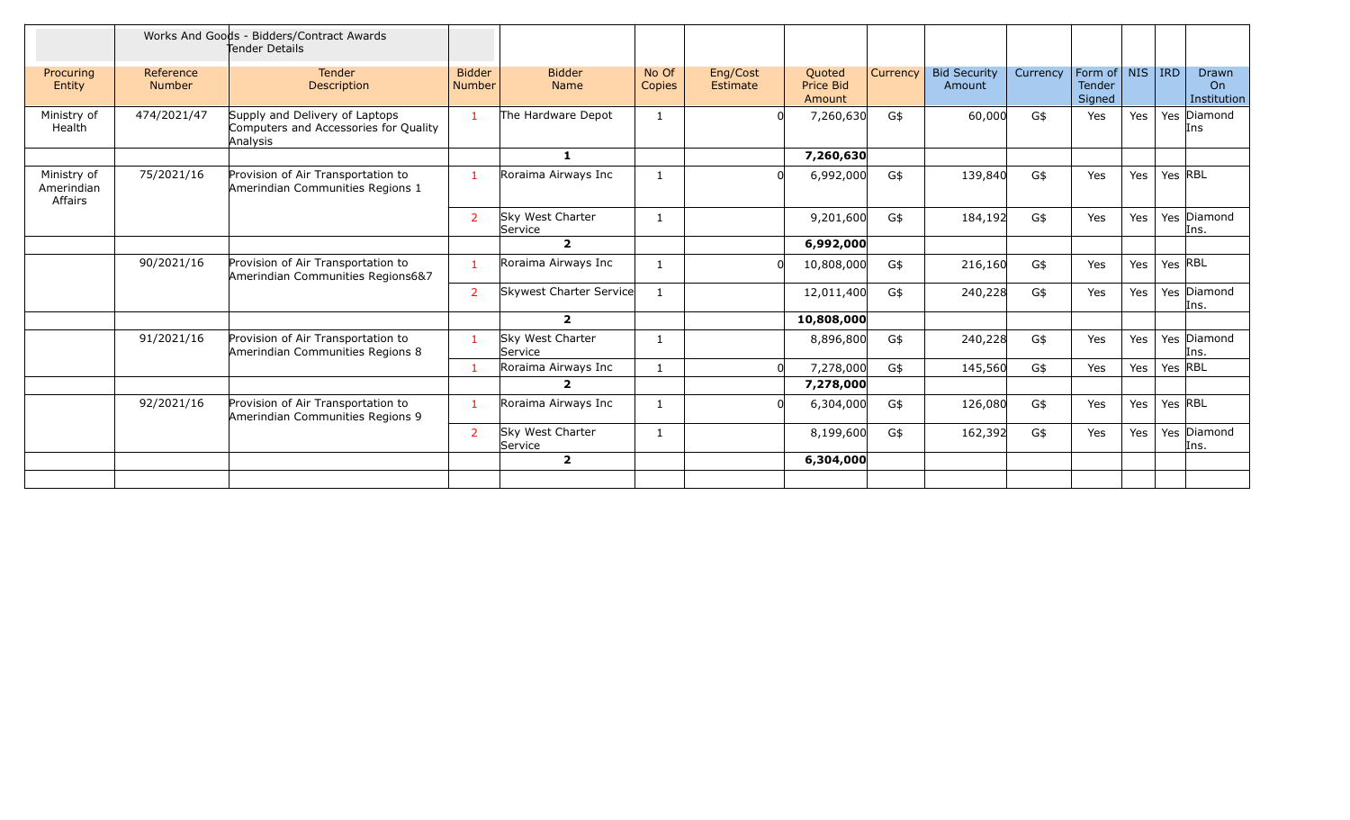| | Works And Goods - Bidders/Contract Awards Tender Details | | | | | | | | | | | | | |
|---|---|---|---|---|---|---|---|---|---|---|---|---|---|---|
| Procuring Entity | Reference Number | Tender Description | Bidder Number | Bidder Name | No Of Copies | Eng/Cost Estimate | Quoted Price Bid Amount | Currency | Bid Security Amount | Currency | Form of Tender Signed | NIS | IRD | Drawn On Institution |
| Ministry of Health | 474/2021/47 | Supply and Delivery of Laptops Computers and Accessories for Quality Analysis | 1 | The Hardware Depot | 1 | 0 | 7,260,630 | G$ | 60,000 | G$ | Yes | Yes | Yes | Diamond Ins |
| | | | | **1** | | | **7,260,630** | | | | | | | |
| Ministry of Amerindian Affairs | 75/2021/16 | Provision of Air Transportation to Amerindian Communities Regions 1 | 1 | Roraima Airways Inc | 1 | 0 | 6,992,000 | G$ | 139,840 | G$ | Yes | Yes | Yes | RBL |
| | | | 2 | Sky West Charter Service | 1 | | 9,201,600 | G$ | 184,192 | G$ | Yes | Yes | Yes | Diamond Ins. |
| | | | | **2** | | | **6,992,000** | | | | | | | |
| | 90/2021/16 | Provision of Air Transportation to Amerindian Communities Regions6&7 | 1 | Roraima Airways Inc | 1 | 0 | 10,808,000 | G$ | 216,160 | G$ | Yes | Yes | Yes | RBL |
| | | | 2 | Skywest Charter Service | 1 | | 12,011,400 | G$ | 240,228 | G$ | Yes | Yes | Yes | Diamond Ins. |
| | | | | **2** | | | **10,808,000** | | | | | | | |
| | 91/2021/16 | Provision of Air Transportation to Amerindian Communities Regions 8 | 1 | Sky West Charter Service | 1 | | 8,896,800 | G$ | 240,228 | G$ | Yes | Yes | Yes | Diamond Ins. |
| | | | 1 | Roraima Airways Inc | 1 | 0 | 7,278,000 | G$ | 145,560 | G$ | Yes | Yes | Yes | RBL |
| | | | | **2** | | | **7,278,000** | | | | | | | |
| | 92/2021/16 | Provision of Air Transportation to Amerindian Communities Regions 9 | 1 | Roraima Airways Inc | 1 | 0 | 6,304,000 | G$ | 126,080 | G$ | Yes | Yes | Yes | RBL |
| | | | 2 | Sky West Charter Service | 1 | | 8,199,600 | G$ | 162,392 | G$ | Yes | Yes | Yes | Diamond Ins. |
| | | | | **2** | | | **6,304,000** | | | | | | | |